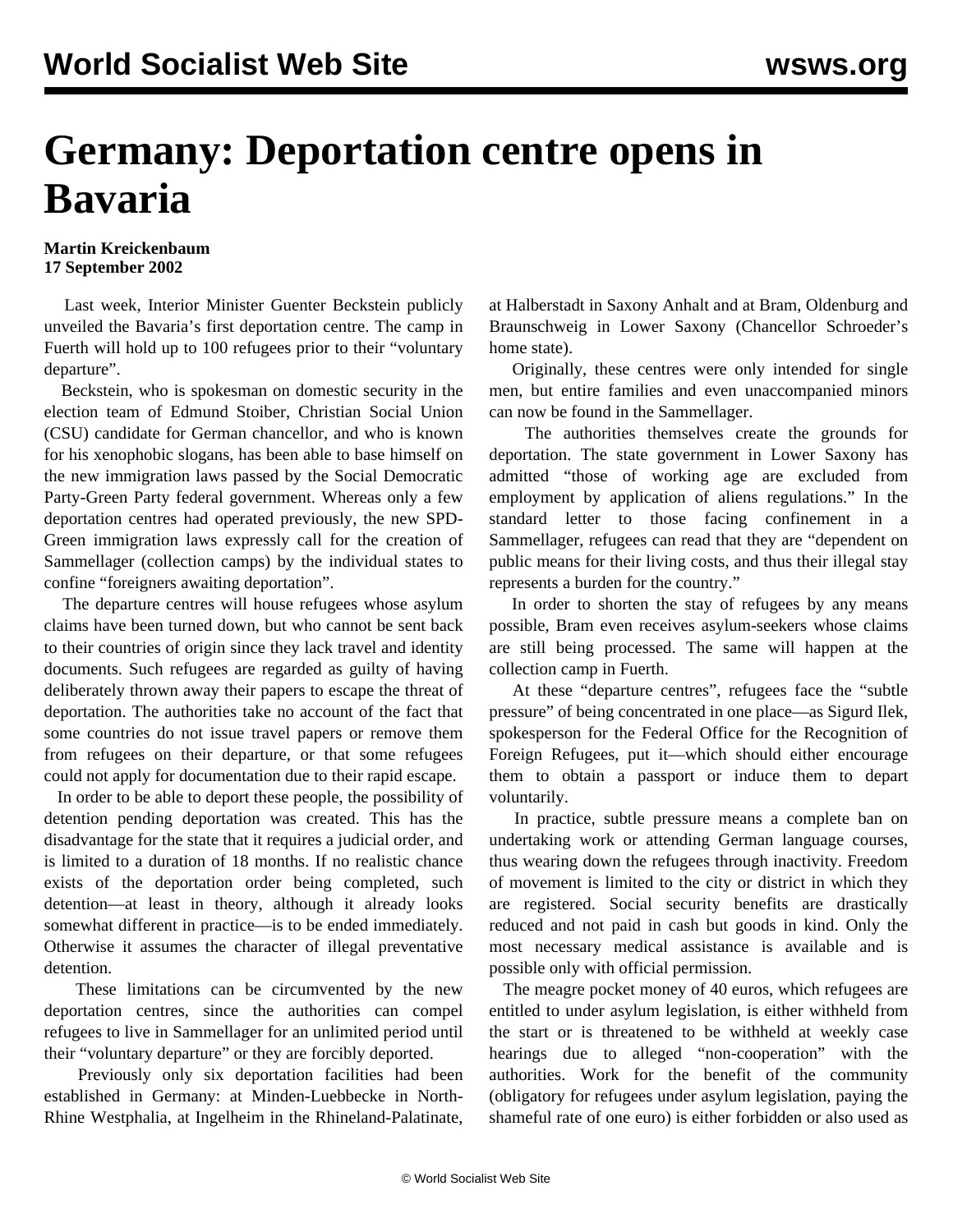# Germany: Deportation centre opens in Bavaria

**Martin Kreickenbaum**
**17 September 2002**

Last week, Interior Minister Guenter Beckstein publicly unveiled the Bavaria's first deportation centre. The camp in Fuerth will hold up to 100 refugees prior to their "voluntary departure".

Beckstein, who is spokesman on domestic security in the election team of Edmund Stoiber, Christian Social Union (CSU) candidate for German chancellor, and who is known for his xenophobic slogans, has been able to base himself on the new immigration laws passed by the Social Democratic Party-Green Party federal government. Whereas only a few deportation centres had operated previously, the new SPD-Green immigration laws expressly call for the creation of Sammellager (collection camps) by the individual states to confine "foreigners awaiting deportation".

The departure centres will house refugees whose asylum claims have been turned down, but who cannot be sent back to their countries of origin since they lack travel and identity documents. Such refugees are regarded as guilty of having deliberately thrown away their papers to escape the threat of deportation. The authorities take no account of the fact that some countries do not issue travel papers or remove them from refugees on their departure, or that some refugees could not apply for documentation due to their rapid escape.

In order to be able to deport these people, the possibility of detention pending deportation was created. This has the disadvantage for the state that it requires a judicial order, and is limited to a duration of 18 months. If no realistic chance exists of the deportation order being completed, such detention—at least in theory, although it already looks somewhat different in practice—is to be ended immediately. Otherwise it assumes the character of illegal preventative detention.

These limitations can be circumvented by the new deportation centres, since the authorities can compel refugees to live in Sammellager for an unlimited period until their "voluntary departure" or they are forcibly deported.

Previously only six deportation facilities had been established in Germany: at Minden-Luebbecke in North-Rhine Westphalia, at Ingelheim in the Rhineland-Palatinate, at Halberstadt in Saxony Anhalt and at Bram, Oldenburg and Braunschweig in Lower Saxony (Chancellor Schroeder's home state).

Originally, these centres were only intended for single men, but entire families and even unaccompanied minors can now be found in the Sammellager.

The authorities themselves create the grounds for deportation. The state government in Lower Saxony has admitted "those of working age are excluded from employment by application of aliens regulations." In the standard letter to those facing confinement in a Sammellager, refugees can read that they are "dependent on public means for their living costs, and thus their illegal stay represents a burden for the country."

In order to shorten the stay of refugees by any means possible, Bram even receives asylum-seekers whose claims are still being processed. The same will happen at the collection camp in Fuerth.

At these "departure centres", refugees face the "subtle pressure" of being concentrated in one place—as Sigurd Ilek, spokesperson for the Federal Office for the Recognition of Foreign Refugees, put it—which should either encourage them to obtain a passport or induce them to depart voluntarily.

In practice, subtle pressure means a complete ban on undertaking work or attending German language courses, thus wearing down the refugees through inactivity. Freedom of movement is limited to the city or district in which they are registered. Social security benefits are drastically reduced and not paid in cash but goods in kind. Only the most necessary medical assistance is available and is possible only with official permission.

The meagre pocket money of 40 euros, which refugees are entitled to under asylum legislation, is either withheld from the start or is threatened to be withheld at weekly case hearings due to alleged "non-cooperation" with the authorities. Work for the benefit of the community (obligatory for refugees under asylum legislation, paying the shameful rate of one euro) is either forbidden or also used as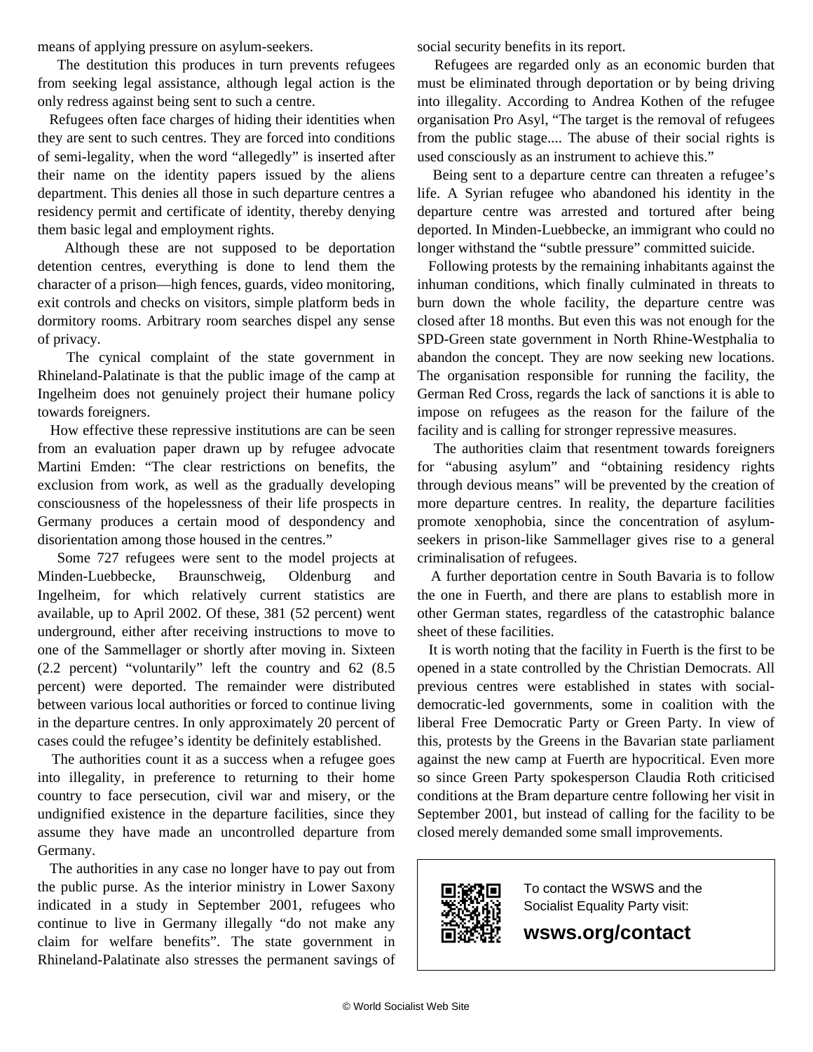means of applying pressure on asylum-seekers.

The destitution this produces in turn prevents refugees from seeking legal assistance, although legal action is the only redress against being sent to such a centre.

Refugees often face charges of hiding their identities when they are sent to such centres. They are forced into conditions of semi-legality, when the word "allegedly" is inserted after their name on the identity papers issued by the aliens department. This denies all those in such departure centres a residency permit and certificate of identity, thereby denying them basic legal and employment rights.

Although these are not supposed to be deportation detention centres, everything is done to lend them the character of a prison—high fences, guards, video monitoring, exit controls and checks on visitors, simple platform beds in dormitory rooms. Arbitrary room searches dispel any sense of privacy.

The cynical complaint of the state government in Rhineland-Palatinate is that the public image of the camp at Ingelheim does not genuinely project their humane policy towards foreigners.

How effective these repressive institutions are can be seen from an evaluation paper drawn up by refugee advocate Martini Emden: "The clear restrictions on benefits, the exclusion from work, as well as the gradually developing consciousness of the hopelessness of their life prospects in Germany produces a certain mood of despondency and disorientation among those housed in the centres."

Some 727 refugees were sent to the model projects at Minden-Luebbecke, Braunschweig, Oldenburg and Ingelheim, for which relatively current statistics are available, up to April 2002. Of these, 381 (52 percent) went underground, either after receiving instructions to move to one of the Sammellager or shortly after moving in. Sixteen (2.2 percent) "voluntarily" left the country and 62 (8.5 percent) were deported. The remainder were distributed between various local authorities or forced to continue living in the departure centres. In only approximately 20 percent of cases could the refugee's identity be definitely established.

The authorities count it as a success when a refugee goes into illegality, in preference to returning to their home country to face persecution, civil war and misery, or the undignified existence in the departure facilities, since they assume they have made an uncontrolled departure from Germany.

The authorities in any case no longer have to pay out from the public purse. As the interior ministry in Lower Saxony indicated in a study in September 2001, refugees who continue to live in Germany illegally "do not make any claim for welfare benefits". The state government in Rhineland-Palatinate also stresses the permanent savings of social security benefits in its report.

Refugees are regarded only as an economic burden that must be eliminated through deportation or by being driving into illegality. According to Andrea Kothen of the refugee organisation Pro Asyl, "The target is the removal of refugees from the public stage.... The abuse of their social rights is used consciously as an instrument to achieve this."

Being sent to a departure centre can threaten a refugee's life. A Syrian refugee who abandoned his identity in the departure centre was arrested and tortured after being deported. In Minden-Luebbecke, an immigrant who could no longer withstand the "subtle pressure" committed suicide.

Following protests by the remaining inhabitants against the inhuman conditions, which finally culminated in threats to burn down the whole facility, the departure centre was closed after 18 months. But even this was not enough for the SPD-Green state government in North Rhine-Westphalia to abandon the concept. They are now seeking new locations. The organisation responsible for running the facility, the German Red Cross, regards the lack of sanctions it is able to impose on refugees as the reason for the failure of the facility and is calling for stronger repressive measures.

The authorities claim that resentment towards foreigners for "abusing asylum" and "obtaining residency rights through devious means" will be prevented by the creation of more departure centres. In reality, the departure facilities promote xenophobia, since the concentration of asylum-seekers in prison-like Sammellager gives rise to a general criminalisation of refugees.

A further deportation centre in South Bavaria is to follow the one in Fuerth, and there are plans to establish more in other German states, regardless of the catastrophic balance sheet of these facilities.

It is worth noting that the facility in Fuerth is the first to be opened in a state controlled by the Christian Democrats. All previous centres were established in states with social-democratic-led governments, some in coalition with the liberal Free Democratic Party or Green Party. In view of this, protests by the Greens in the Bavarian state parliament against the new camp at Fuerth are hypocritical. Even more so since Green Party spokesperson Claudia Roth criticised conditions at the Bram departure centre following her visit in September 2001, but instead of calling for the facility to be closed merely demanded some small improvements.

To contact the WSWS and the Socialist Equality Party visit:

**wsws.org/contact**